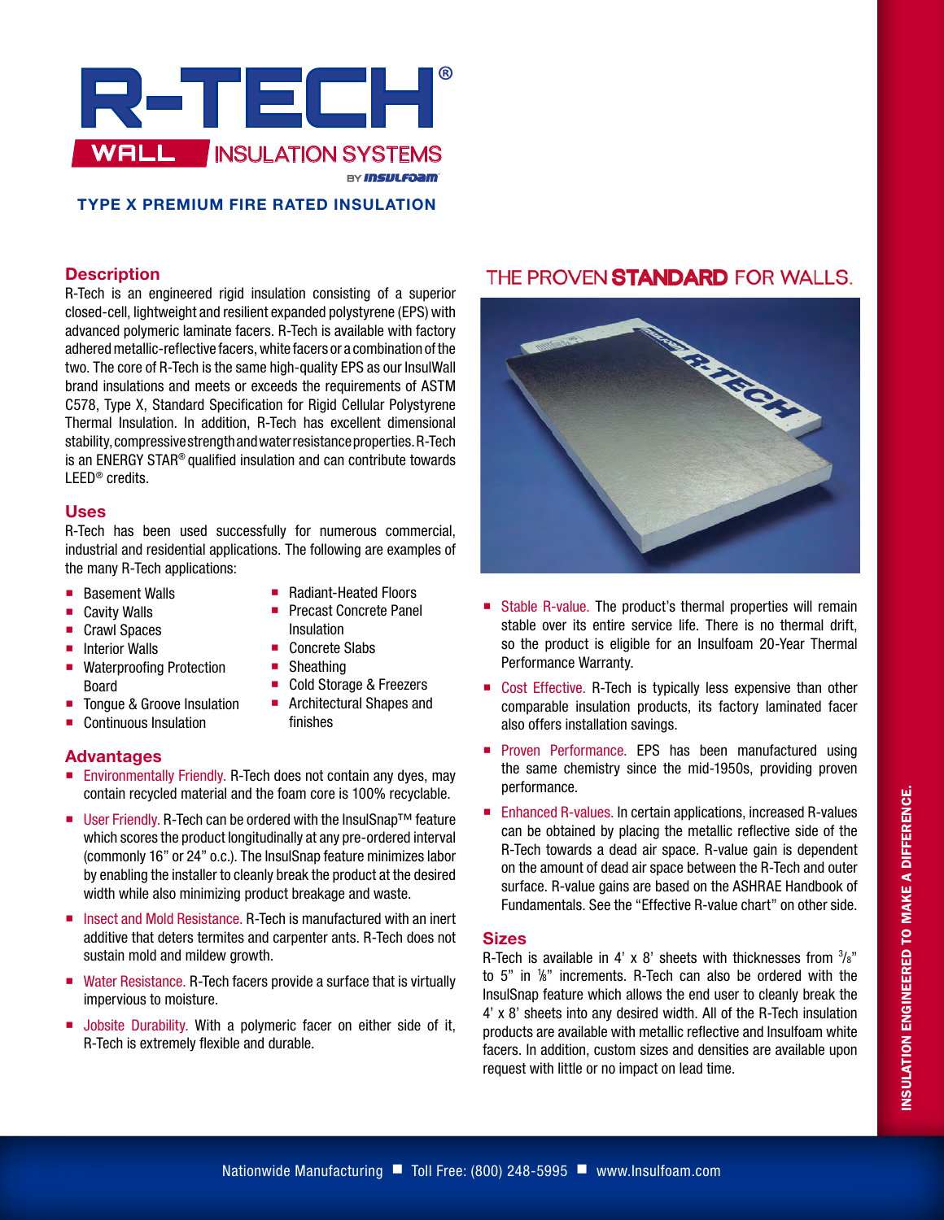# R-TECH®

## WALL INSULATION SYSTEMS

BY INSULFOAM

**TYPE X PREMIUM FIRE RATED INSULATION**

## Description

R-Tech is an engineered rigid insulation consisting of a superior closed-cell, lightweight and resilient expanded polystyrene (EPS) with advanced polymeric laminate facers. R-Tech is available with factory adhered metallic-reflective facers, white facers or a combination of the two. The core of R-Tech is the same high-quality EPS as our InsulWall brand insulations and meets or exceeds the requirements of ASTM C578, Type X, Standard Specification for Rigid Cellular Polystyrene Thermal Insulation. In addition, R-Tech has excellent dimensional stability, compressive strength and water resistance properties. R-Tech is an ENERGY STAR® qualified insulation and can contribute towards LEED® credits.

## Uses

R-Tech has been used successfully for numerous commercial, industrial and residential applications. The following are examples of the many R-Tech applications:

- Basement Walls
- Cavity Walls
- Crawl Spaces
- Interior Walls
- Waterproofing Protection Board
- Tongue & Groove Insulation
- Continuous Insulation
- Radiant-Heated Floors
- Precast Concrete Panel Insulation
- Concrete Slabs
- Sheathing
- Cold Storage & Freezers
- Architectural Shapes and finishes

## Advantages

- Environmentally Friendly. R-Tech does not contain any dyes, may contain recycled material and the foam core is 100% recyclable.
- User Friendly. R-Tech can be ordered with the InsulSnap™ feature which scores the product longitudinally at any pre-ordered interval (commonly 16" or 24" o.c.). The InsulSnap feature minimizes labor by enabling the installer to cleanly break the product at the desired width while also minimizing product breakage and waste.
- Insect and Mold Resistance. R-Tech is manufactured with an inert additive that deters termites and carpenter ants. R-Tech does not sustain mold and mildew growth.
- Water Resistance. R-Tech facers provide a surface that is virtually impervious to moisture.
- Jobsite Durability. With a polymeric facer on either side of it, R-Tech is extremely flexible and durable.

## THE PROVEN STANDARD FOR WALLS.

- Stable R-value. The product's thermal properties will remain stable over its entire service life. There is no thermal drift, so the product is eligible for an Insulfoam 20-Year Thermal Performance Warranty.
- Cost Effective. R-Tech is typically less expensive than other comparable insulation products, its factory laminated facer also offers installation savings.
- Proven Performance. EPS has been manufactured using the same chemistry since the mid-1950s, providing proven performance.
- Enhanced R-values. In certain applications, increased R-values can be obtained by placing the metallic reflective side of the R-Tech towards a dead air space. R-value gain is dependent on the amount of dead air space between the R-Tech and outer surface. R-value gains are based on the ASHRAE Handbook of Fundamentals. See the "Effective R-value chart" on other side.

## Sizes

R-Tech is available in 4' x 8' sheets with thicknesses from 3/8" to 5" in 1/8" increments. R-Tech can also be ordered with the InsulSnap feature which allows the end user to cleanly break the 4' x 8' sheets into any desired width. All of the R-Tech insulation products are available with metallic reflective and Insulfoam white facers. In addition, custom sizes and densities are available upon request with little or no impact on lead time.

INSULATION ENGINEERED TO MAKE A DIFFERENCE.

Nationwide Manufacturing ■ Toll Free: (800) 248-5995 ■ www.Insulfoam.com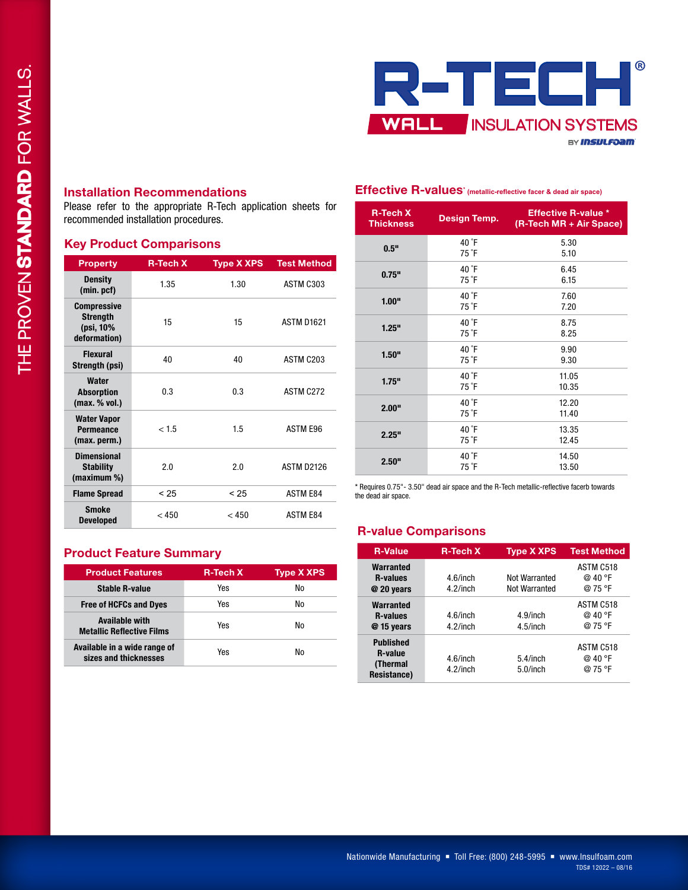THE PROVEN **STANDARD** FOR WALLS.

# R-TECH® WALL INSULATION SYSTEMS

BY INSULFOAM

## Installation Recommendations

Please refer to the appropriate R-Tech application sheets for recommended installation procedures.

## Key Product Comparisons

| Property | R-Tech X | Type X XPS | Test Method |
|---|---|---|---|
| Density (min. pcf) | 1.35 | 1.30 | ASTM C303 |
| Compressive Strength (psi, 10% deformation) | 15 | 15 | ASTM D1621 |
| Flexural Strength (psi) | 40 | 40 | ASTM C203 |
| Water Absorption (max. % vol.) | 0.3 | 0.3 | ASTM C272 |
| Water Vapor Permeance (max. perm.) | < 1.5 | 1.5 | ASTM E96 |
| Dimensional Stability (maximum %) | 2.0 | 2.0 | ASTM D2126 |
| Flame Spread | < 25 | < 25 | ASTM E84 |
| Smoke Developed | < 450 | < 450 | ASTM E84 |

## Product Feature Summary

| Product Features | R-Tech X | Type X XPS |
|---|---|---|
| Stable R-value | Yes | No |
| Free of HCFCs and Dyes | Yes | No |
| Available with Metallic Reflective Films | Yes | No |
| Available in a wide range of sizes and thicknesses | Yes | No |

## Effective R-values* (metallic-reflective facer & dead air space)

| R-Tech X Thickness | Design Temp. | Effective R-value * (R-Tech MR + Air Space) |
|---|---|---|
| 0.5" | 40 ˚F<br>75 ˚F | 5.30<br>5.10 |
| 0.75" | 40 ˚F<br>75 ˚F | 6.45<br>6.15 |
| 1.00" | 40 ˚F<br>75 ˚F | 7.60<br>7.20 |
| 1.25" | 40 ˚F<br>75 ˚F | 8.75<br>8.25 |
| 1.50" | 40 ˚F<br>75 ˚F | 9.90<br>9.30 |
| 1.75" | 40 ˚F<br>75 ˚F | 11.05<br>10.35 |
| 2.00" | 40 ˚F<br>75 ˚F | 12.20<br>11.40 |
| 2.25" | 40 ˚F<br>75 ˚F | 13.35<br>12.45 |
| 2.50" | 40 ˚F<br>75 ˚F | 14.50<br>13.50 |

* Requires 0.75"- 3.50" dead air space and the R-Tech metallic-reflective facerb towards the dead air space.

## R-value Comparisons

| R-Value | R-Tech X | Type X XPS | Test Method |
|---|---|---|---|
| Warranted R-values @ 20 years | 4.6/inch<br>4.2/inch | Not Warranted<br>Not Warranted | ASTM C518<br>@ 40 °F<br>@ 75 °F |
| Warranted R-values @ 15 years | 4.6/inch<br>4.2/inch | 4.9/inch<br>4.5/inch | ASTM C518<br>@ 40 °F<br>@ 75 °F |
| Published R-value (Thermal Resistance) | 4.6/inch<br>4.2/inch | 5.4/inch<br>5.0/inch | ASTM C518<br>@ 40 °F<br>@ 75 °F |

Nationwide Manufacturing ▪ Toll Free: (800) 248-5995 ▪ www.Insulfoam.com

TDS# 12022 – 08/16